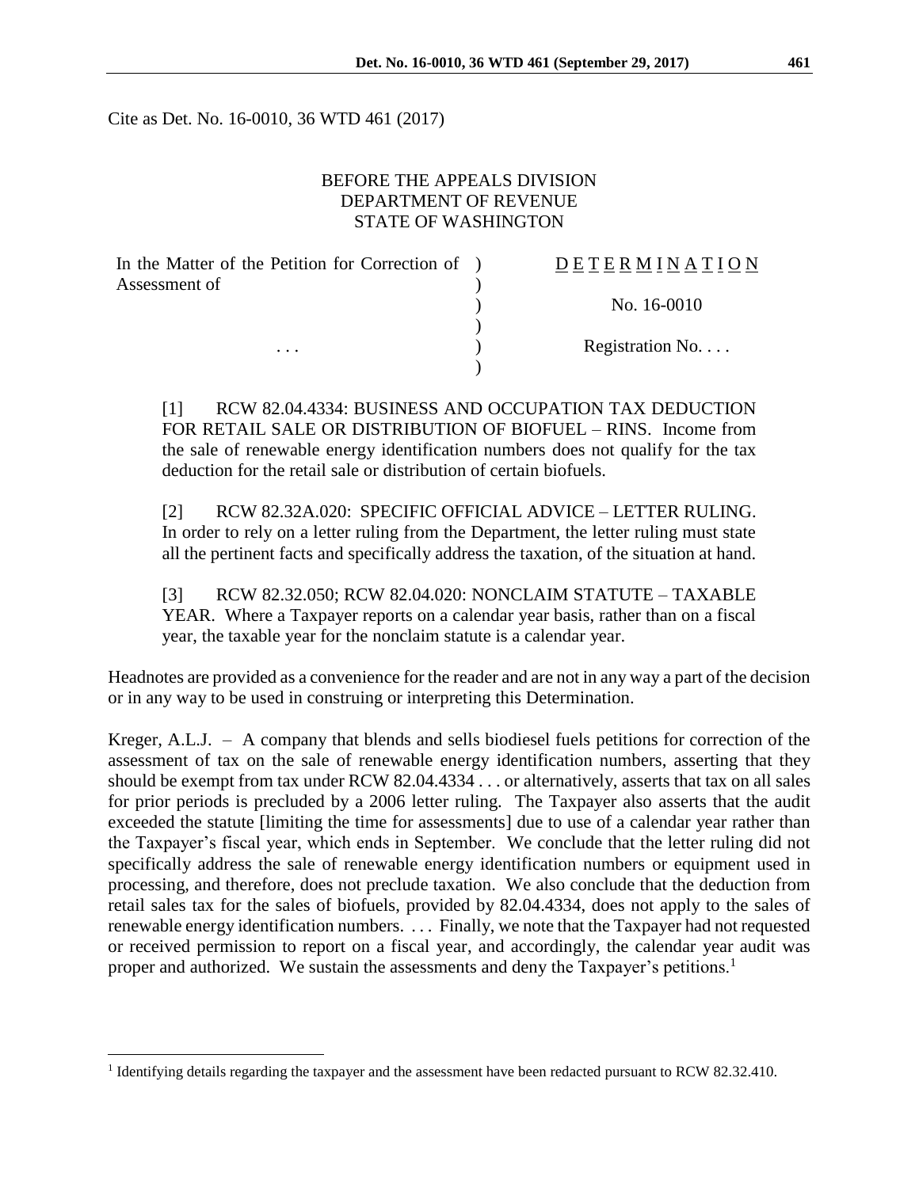Cite as Det. No. 16-0010, 36 WTD 461 (2017)

BEFORE THE APPEALS DIVISION
DEPARTMENT OF REVENUE
STATE OF WASHINGTON

| | |
|---|---|
| In the Matter of the Petition for Correction of Assessment of | D E T E R M I N A T I O N |
| | No. 16-0010 |
| . . . | Registration No. . . . |

[1] RCW 82.04.4334: BUSINESS AND OCCUPATION TAX DEDUCTION FOR RETAIL SALE OR DISTRIBUTION OF BIOFUEL – RINS. Income from the sale of renewable energy identification numbers does not qualify for the tax deduction for the retail sale or distribution of certain biofuels.

[2] RCW 82.32A.020: SPECIFIC OFFICIAL ADVICE – LETTER RULING. In order to rely on a letter ruling from the Department, the letter ruling must state all the pertinent facts and specifically address the taxation, of the situation at hand.

[3] RCW 82.32.050; RCW 82.04.020: NONCLAIM STATUTE – TAXABLE YEAR. Where a Taxpayer reports on a calendar year basis, rather than on a fiscal year, the taxable year for the nonclaim statute is a calendar year.

Headnotes are provided as a convenience for the reader and are not in any way a part of the decision or in any way to be used in construing or interpreting this Determination.

Kreger, A.L.J. – A company that blends and sells biodiesel fuels petitions for correction of the assessment of tax on the sale of renewable energy identification numbers, asserting that they should be exempt from tax under RCW 82.04.4334 . . . or alternatively, asserts that tax on all sales for prior periods is precluded by a 2006 letter ruling. The Taxpayer also asserts that the audit exceeded the statute [limiting the time for assessments] due to use of a calendar year rather than the Taxpayer's fiscal year, which ends in September. We conclude that the letter ruling did not specifically address the sale of renewable energy identification numbers or equipment used in processing, and therefore, does not preclude taxation. We also conclude that the deduction from retail sales tax for the sales of biofuels, provided by 82.04.4334, does not apply to the sales of renewable energy identification numbers. . . . Finally, we note that the Taxpayer had not requested or received permission to report on a fiscal year, and accordingly, the calendar year audit was proper and authorized. We sustain the assessments and deny the Taxpayer's petitions.[1]

[1] Identifying details regarding the taxpayer and the assessment have been redacted pursuant to RCW 82.32.410.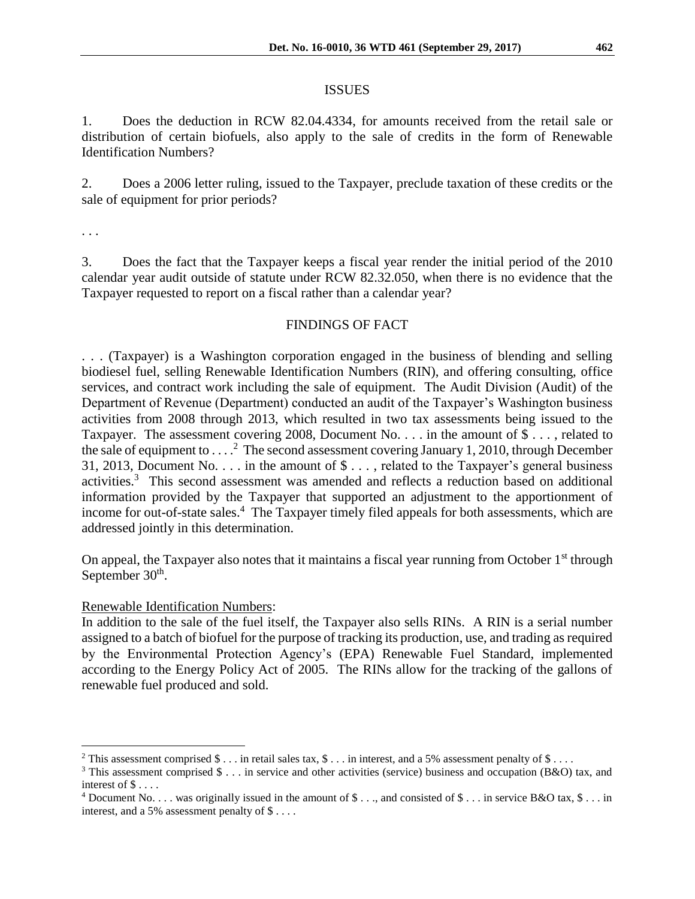## ISSUES

1. Does the deduction in RCW 82.04.4334, for amounts received from the retail sale or distribution of certain biofuels, also apply to the sale of credits in the form of Renewable Identification Numbers?

2. Does a 2006 letter ruling, issued to the Taxpayer, preclude taxation of these credits or the sale of equipment for prior periods?

. . .

3. Does the fact that the Taxpayer keeps a fiscal year render the initial period of the 2010 calendar year audit outside of statute under RCW 82.32.050, when there is no evidence that the Taxpayer requested to report on a fiscal rather than a calendar year?

## FINDINGS OF FACT

. . . (Taxpayer) is a Washington corporation engaged in the business of blending and selling biodiesel fuel, selling Renewable Identification Numbers (RIN), and offering consulting, office services, and contract work including the sale of equipment. The Audit Division (Audit) of the Department of Revenue (Department) conducted an audit of the Taxpayer's Washington business activities from 2008 through 2013, which resulted in two tax assessments being issued to the Taxpayer. The assessment covering 2008, Document No. . . . in the amount of $ . . . , related to the sale of equipment to . . . .[2] The second assessment covering January 1, 2010, through December 31, 2013, Document No. . . . in the amount of $ . . . , related to the Taxpayer's general business activities.[3] This second assessment was amended and reflects a reduction based on additional information provided by the Taxpayer that supported an adjustment to the apportionment of income for out-of-state sales.[4] The Taxpayer timely filed appeals for both assessments, which are addressed jointly in this determination.

On appeal, the Taxpayer also notes that it maintains a fiscal year running from October 1st through September 30th.

Renewable Identification Numbers:

In addition to the sale of the fuel itself, the Taxpayer also sells RINs. A RIN is a serial number assigned to a batch of biofuel for the purpose of tracking its production, use, and trading as required by the Environmental Protection Agency's (EPA) Renewable Fuel Standard, implemented according to the Energy Policy Act of 2005. The RINs allow for the tracking of the gallons of renewable fuel produced and sold.

---

[2] This assessment comprised $ . . . in retail sales tax, $ . . . in interest, and a 5% assessment penalty of $ . . . .

[3] This assessment comprised $ . . . in service and other activities (service) business and occupation (B&O) tax, and interest of $ . . . .

[4] Document No. . . . was originally issued in the amount of $ . . ., and consisted of $ . . . in service B&O tax, $ . . . in interest, and a 5% assessment penalty of $ . . . .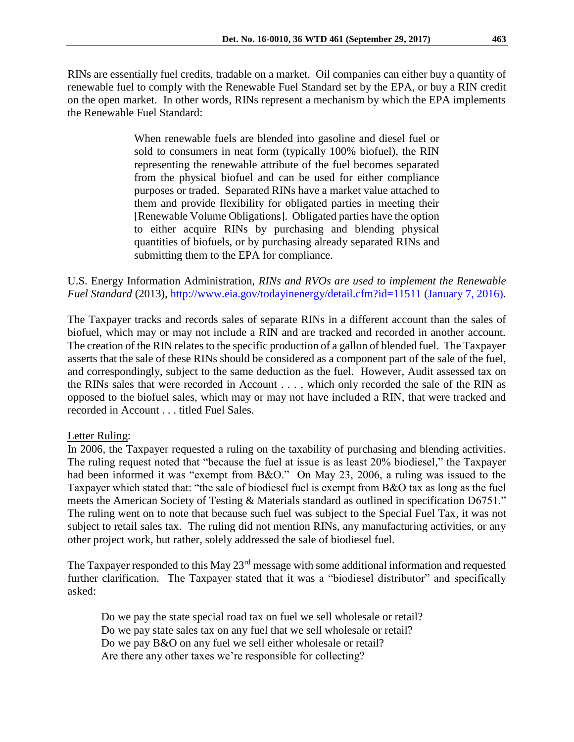RINs are essentially fuel credits, tradable on a market. Oil companies can either buy a quantity of renewable fuel to comply with the Renewable Fuel Standard set by the EPA, or buy a RIN credit on the open market. In other words, RINs represent a mechanism by which the EPA implements the Renewable Fuel Standard:

> When renewable fuels are blended into gasoline and diesel fuel or sold to consumers in neat form (typically 100% biofuel), the RIN representing the renewable attribute of the fuel becomes separated from the physical biofuel and can be used for either compliance purposes or traded. Separated RINs have a market value attached to them and provide flexibility for obligated parties in meeting their [Renewable Volume Obligations]. Obligated parties have the option to either acquire RINs by purchasing and blending physical quantities of biofuels, or by purchasing already separated RINs and submitting them to the EPA for compliance.

U.S. Energy Information Administration, *RINs and RVOs are used to implement the Renewable Fuel Standard* (2013), http://www.eia.gov/todayinenergy/detail.cfm?id=11511 (January 7, 2016).

The Taxpayer tracks and records sales of separate RINs in a different account than the sales of biofuel, which may or may not include a RIN and are tracked and recorded in another account. The creation of the RIN relates to the specific production of a gallon of blended fuel. The Taxpayer asserts that the sale of these RINs should be considered as a component part of the sale of the fuel, and correspondingly, subject to the same deduction as the fuel. However, Audit assessed tax on the RINs sales that were recorded in Account . . . , which only recorded the sale of the RIN as opposed to the biofuel sales, which may or may not have included a RIN, that were tracked and recorded in Account . . . titled Fuel Sales.

<u>Letter Ruling</u>:

In 2006, the Taxpayer requested a ruling on the taxability of purchasing and blending activities. The ruling request noted that "because the fuel at issue is as least 20% biodiesel," the Taxpayer had been informed it was "exempt from B&O." On May 23, 2006, a ruling was issued to the Taxpayer which stated that: "the sale of biodiesel fuel is exempt from B&O tax as long as the fuel meets the American Society of Testing & Materials standard as outlined in specification D6751." The ruling went on to note that because such fuel was subject to the Special Fuel Tax, it was not subject to retail sales tax. The ruling did not mention RINs, any manufacturing activities, or any other project work, but rather, solely addressed the sale of biodiesel fuel.

The Taxpayer responded to this May 23rd message with some additional information and requested further clarification. The Taxpayer stated that it was a "biodiesel distributor" and specifically asked:

> Do we pay the state special road tax on fuel we sell wholesale or retail?
> Do we pay state sales tax on any fuel that we sell wholesale or retail?
> Do we pay B&O on any fuel we sell either wholesale or retail?
> Are there any other taxes we're responsible for collecting?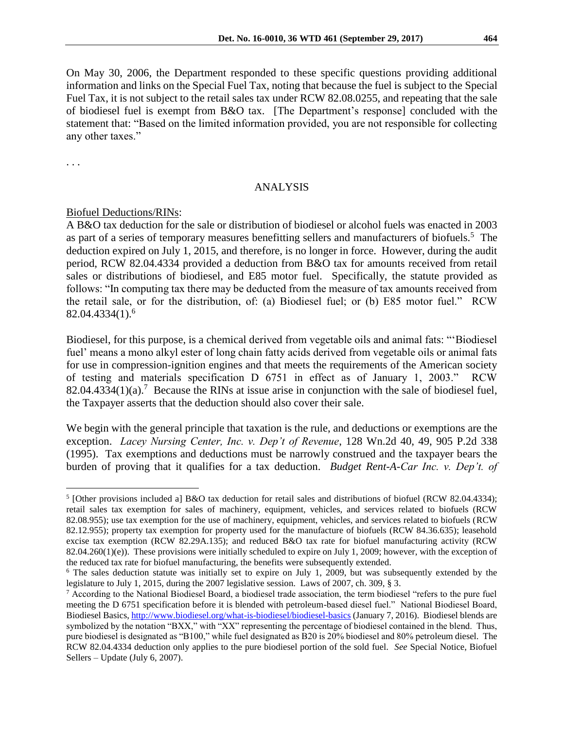On May 30, 2006, the Department responded to these specific questions providing additional information and links on the Special Fuel Tax, noting that because the fuel is subject to the Special Fuel Tax, it is not subject to the retail sales tax under RCW 82.08.0255, and repeating that the sale of biodiesel fuel is exempt from B&O tax. [The Department's response] concluded with the statement that: "Based on the limited information provided, you are not responsible for collecting any other taxes."

. . .

## ANALYSIS

Biofuel Deductions/RINs:

A B&O tax deduction for the sale or distribution of biodiesel or alcohol fuels was enacted in 2003 as part of a series of temporary measures benefitting sellers and manufacturers of biofuels.[5] The deduction expired on July 1, 2015, and therefore, is no longer in force. However, during the audit period, RCW 82.04.4334 provided a deduction from B&O tax for amounts received from retail sales or distributions of biodiesel, and E85 motor fuel. Specifically, the statute provided as follows: "In computing tax there may be deducted from the measure of tax amounts received from the retail sale, or for the distribution, of: (a) Biodiesel fuel; or (b) E85 motor fuel." RCW 82.04.4334(1).[6]

Biodiesel, for this purpose, is a chemical derived from vegetable oils and animal fats: "'Biodiesel fuel' means a mono alkyl ester of long chain fatty acids derived from vegetable oils or animal fats for use in compression-ignition engines and that meets the requirements of the American society of testing and materials specification D 6751 in effect as of January 1, 2003." RCW 82.04.4334(1)(a).[7] Because the RINs at issue arise in conjunction with the sale of biodiesel fuel, the Taxpayer asserts that the deduction should also cover their sale.

We begin with the general principle that taxation is the rule, and deductions or exemptions are the exception. *Lacey Nursing Center, Inc. v. Dep't of Revenue*, 128 Wn.2d 40, 49, 905 P.2d 338 (1995). Tax exemptions and deductions must be narrowly construed and the taxpayer bears the burden of proving that it qualifies for a tax deduction. *Budget Rent-A-Car Inc. v. Dep't. of*

---

[5] [Other provisions included a] B&O tax deduction for retail sales and distributions of biofuel (RCW 82.04.4334); retail sales tax exemption for sales of machinery, equipment, vehicles, and services related to biofuels (RCW 82.08.955); use tax exemption for the use of machinery, equipment, vehicles, and services related to biofuels (RCW 82.12.955); property tax exemption for property used for the manufacture of biofuels (RCW 84.36.635); leasehold excise tax exemption (RCW 82.29A.135); and reduced B&O tax rate for biofuel manufacturing activity (RCW 82.04.260(1)(e)). These provisions were initially scheduled to expire on July 1, 2009; however, with the exception of the reduced tax rate for biofuel manufacturing, the benefits were subsequently extended.

[6] The sales deduction statute was initially set to expire on July 1, 2009, but was subsequently extended by the legislature to July 1, 2015, during the 2007 legislative session. Laws of 2007, ch. 309, § 3.

[7] According to the National Biodiesel Board, a biodiesel trade association, the term biodiesel "refers to the pure fuel meeting the D 6751 specification before it is blended with petroleum-based diesel fuel." National Biodiesel Board, Biodiesel Basics, http://www.biodiesel.org/what-is-biodiesel/biodiesel-basics (January 7, 2016). Biodiesel blends are symbolized by the notation "BXX," with "XX" representing the percentage of biodiesel contained in the blend. Thus, pure biodiesel is designated as "B100," while fuel designated as B20 is 20% biodiesel and 80% petroleum diesel. The RCW 82.04.4334 deduction only applies to the pure biodiesel portion of the sold fuel. *See* Special Notice, Biofuel Sellers – Update (July 6, 2007).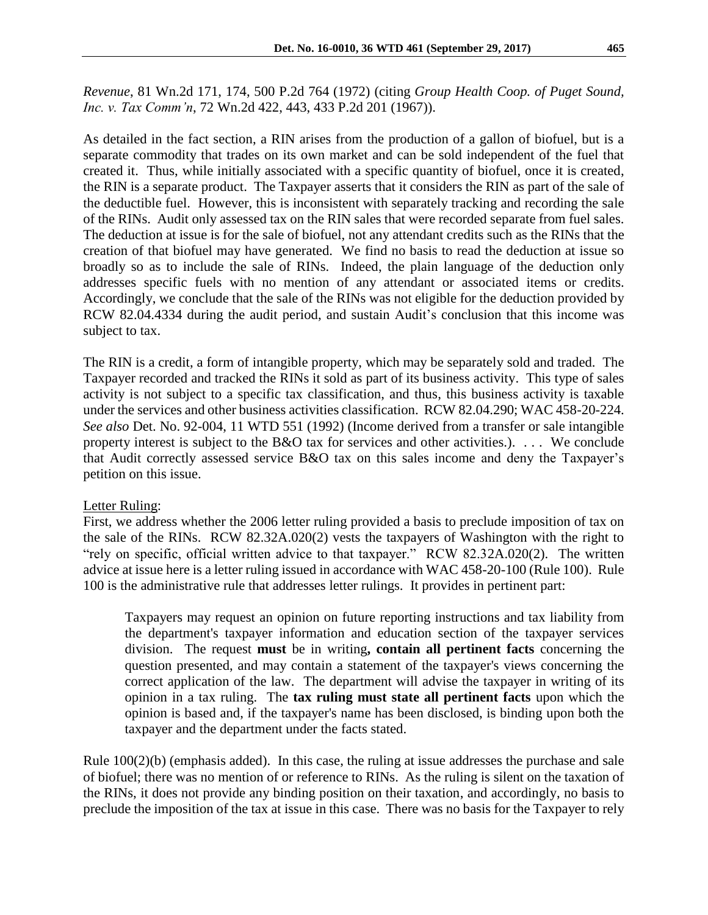*Revenue*, 81 Wn.2d 171, 174, 500 P.2d 764 (1972) (citing *Group Health Coop. of Puget Sound, Inc. v. Tax Comm'n*, 72 Wn.2d 422, 443, 433 P.2d 201 (1967)).

As detailed in the fact section, a RIN arises from the production of a gallon of biofuel, but is a separate commodity that trades on its own market and can be sold independent of the fuel that created it. Thus, while initially associated with a specific quantity of biofuel, once it is created, the RIN is a separate product. The Taxpayer asserts that it considers the RIN as part of the sale of the deductible fuel. However, this is inconsistent with separately tracking and recording the sale of the RINs. Audit only assessed tax on the RIN sales that were recorded separate from fuel sales. The deduction at issue is for the sale of biofuel, not any attendant credits such as the RINs that the creation of that biofuel may have generated. We find no basis to read the deduction at issue so broadly so as to include the sale of RINs. Indeed, the plain language of the deduction only addresses specific fuels with no mention of any attendant or associated items or credits. Accordingly, we conclude that the sale of the RINs was not eligible for the deduction provided by RCW 82.04.4334 during the audit period, and sustain Audit's conclusion that this income was subject to tax.

The RIN is a credit, a form of intangible property, which may be separately sold and traded. The Taxpayer recorded and tracked the RINs it sold as part of its business activity. This type of sales activity is not subject to a specific tax classification, and thus, this business activity is taxable under the services and other business activities classification. RCW 82.04.290; WAC 458-20-224. *See also* Det. No. 92-004, 11 WTD 551 (1992) (Income derived from a transfer or sale intangible property interest is subject to the B&O tax for services and other activities.). . . . We conclude that Audit correctly assessed service B&O tax on this sales income and deny the Taxpayer's petition on this issue.

<u>Letter Ruling</u>:

First, we address whether the 2006 letter ruling provided a basis to preclude imposition of tax on the sale of the RINs. RCW 82.32A.020(2) vests the taxpayers of Washington with the right to "rely on specific, official written advice to that taxpayer." RCW 82.32A.020(2). The written advice at issue here is a letter ruling issued in accordance with WAC 458-20-100 (Rule 100). Rule 100 is the administrative rule that addresses letter rulings. It provides in pertinent part:

> Taxpayers may request an opinion on future reporting instructions and tax liability from the department's taxpayer information and education section of the taxpayer services division. The request **must** be in writing**, contain all pertinent facts** concerning the question presented, and may contain a statement of the taxpayer's views concerning the correct application of the law. The department will advise the taxpayer in writing of its opinion in a tax ruling. The **tax ruling must state all pertinent facts** upon which the opinion is based and, if the taxpayer's name has been disclosed, is binding upon both the taxpayer and the department under the facts stated.

Rule 100(2)(b) (emphasis added). In this case, the ruling at issue addresses the purchase and sale of biofuel; there was no mention of or reference to RINs. As the ruling is silent on the taxation of the RINs, it does not provide any binding position on their taxation, and accordingly, no basis to preclude the imposition of the tax at issue in this case. There was no basis for the Taxpayer to rely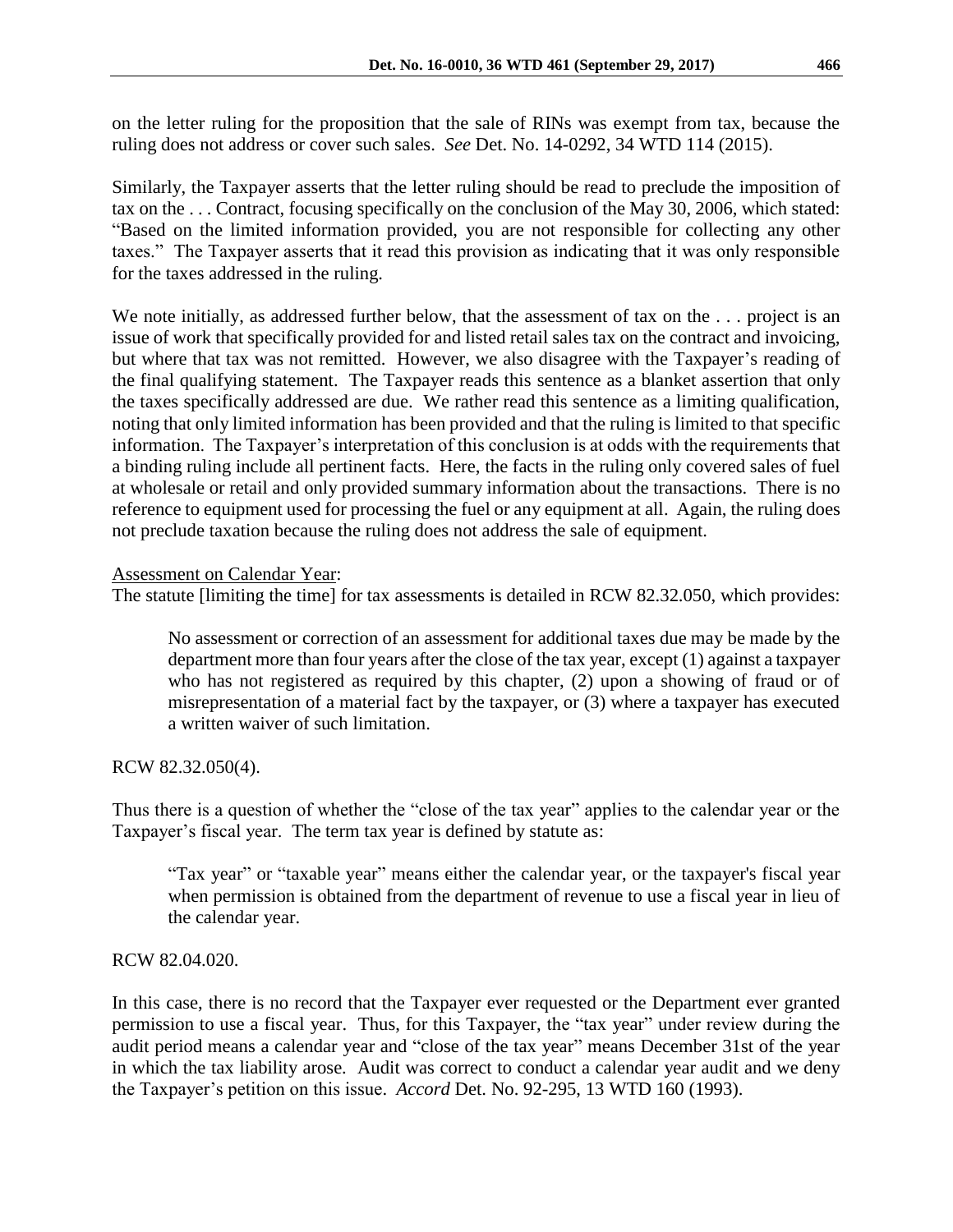on the letter ruling for the proposition that the sale of RINs was exempt from tax, because the ruling does not address or cover such sales. *See* Det. No. 14-0292, 34 WTD 114 (2015).

Similarly, the Taxpayer asserts that the letter ruling should be read to preclude the imposition of tax on the . . . Contract, focusing specifically on the conclusion of the May 30, 2006, which stated: "Based on the limited information provided, you are not responsible for collecting any other taxes." The Taxpayer asserts that it read this provision as indicating that it was only responsible for the taxes addressed in the ruling.

We note initially, as addressed further below, that the assessment of tax on the . . . project is an issue of work that specifically provided for and listed retail sales tax on the contract and invoicing, but where that tax was not remitted. However, we also disagree with the Taxpayer's reading of the final qualifying statement. The Taxpayer reads this sentence as a blanket assertion that only the taxes specifically addressed are due. We rather read this sentence as a limiting qualification, noting that only limited information has been provided and that the ruling is limited to that specific information. The Taxpayer's interpretation of this conclusion is at odds with the requirements that a binding ruling include all pertinent facts. Here, the facts in the ruling only covered sales of fuel at wholesale or retail and only provided summary information about the transactions. There is no reference to equipment used for processing the fuel or any equipment at all. Again, the ruling does not preclude taxation because the ruling does not address the sale of equipment.

Assessment on Calendar Year:

The statute [limiting the time] for tax assessments is detailed in RCW 82.32.050, which provides:

> No assessment or correction of an assessment for additional taxes due may be made by the department more than four years after the close of the tax year, except (1) against a taxpayer who has not registered as required by this chapter, (2) upon a showing of fraud or of misrepresentation of a material fact by the taxpayer, or (3) where a taxpayer has executed a written waiver of such limitation.

RCW 82.32.050(4).

Thus there is a question of whether the "close of the tax year" applies to the calendar year or the Taxpayer's fiscal year. The term tax year is defined by statute as:

> "Tax year" or "taxable year" means either the calendar year, or the taxpayer's fiscal year when permission is obtained from the department of revenue to use a fiscal year in lieu of the calendar year.

RCW 82.04.020.

In this case, there is no record that the Taxpayer ever requested or the Department ever granted permission to use a fiscal year. Thus, for this Taxpayer, the "tax year" under review during the audit period means a calendar year and "close of the tax year" means December 31st of the year in which the tax liability arose. Audit was correct to conduct a calendar year audit and we deny the Taxpayer's petition on this issue. *Accord* Det. No. 92-295, 13 WTD 160 (1993).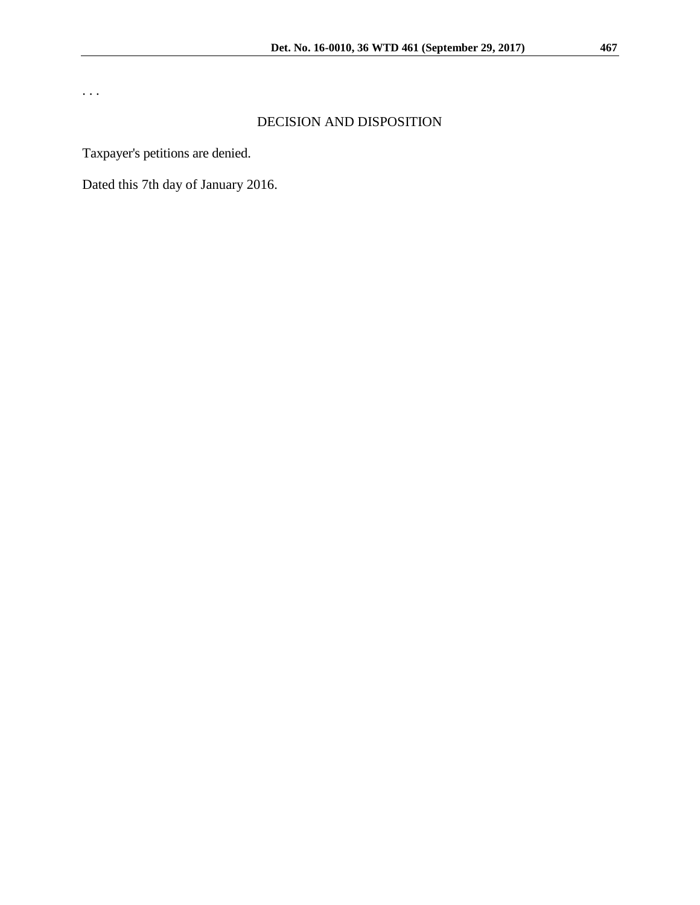. . .

## DECISION AND DISPOSITION

Taxpayer's petitions are denied.

Dated this 7th day of January 2016.